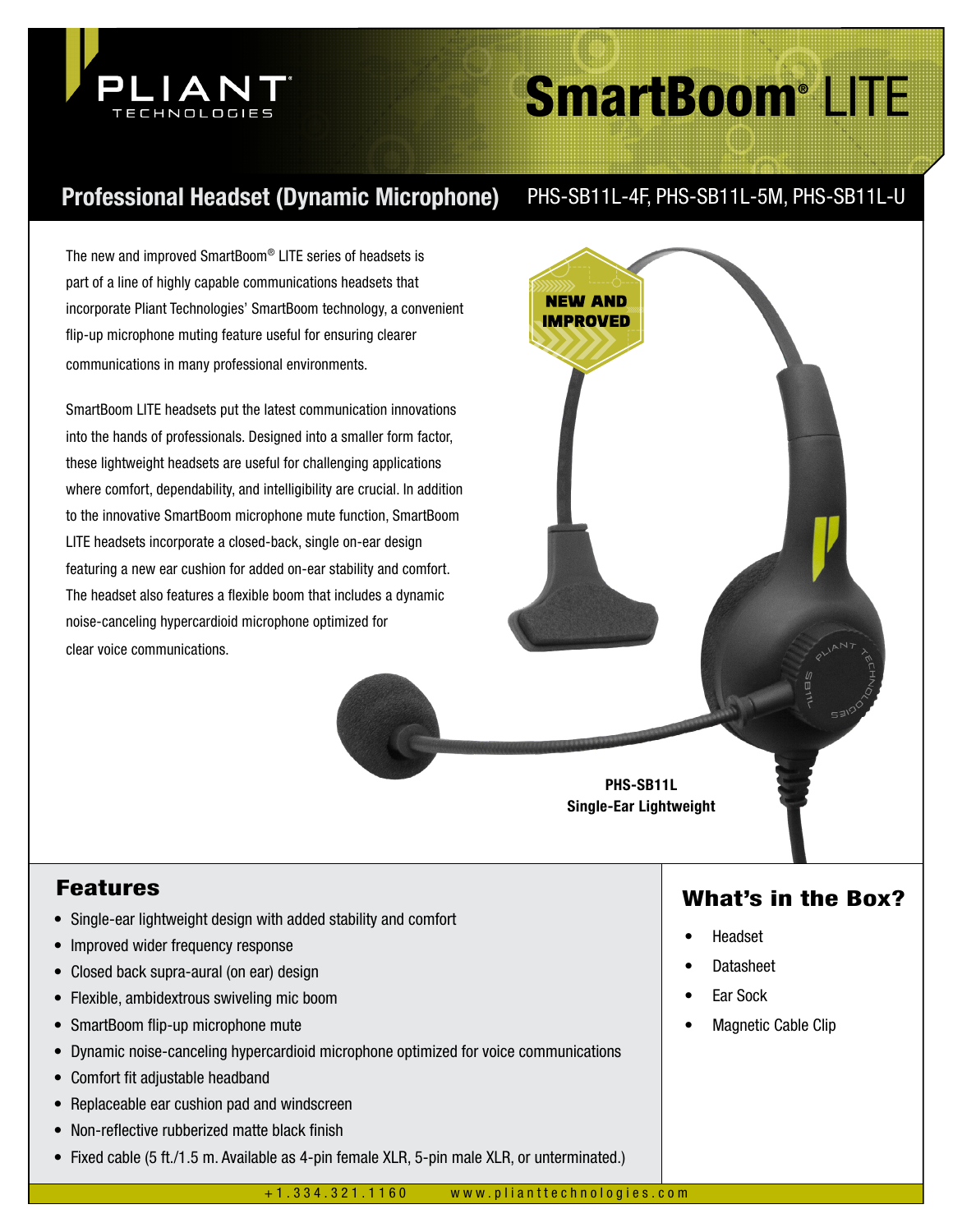# SmartBoom® LITE

## Professional Headset (Dynamic Microphone)

PHS-SB11L-4F, PHS-SB11L-5M, PHS-SB11L-U

The new and improved SmartBoom® LITE series of headsets is part of a line of highly capable communications headsets that incorporate Pliant Technologies' SmartBoom technology, a convenient flip-up microphone muting feature useful for ensuring clearer communications in many professional environments.

SmartBoom LITE headsets put the latest communication innovations into the hands of professionals. Designed into a smaller form factor, these lightweight headsets are useful for challenging applications where comfort, dependability, and intelligibility are crucial. In addition to the innovative SmartBoom microphone mute function, SmartBoom LITE headsets incorporate a closed-back, single on-ear design featuring a new ear cushion for added on-ear stability and comfort. The headset also features a flexible boom that includes a dynamic noise-canceling hypercardioid microphone optimized for clear voice communications.

NEW AND IMPROVED

**PHS-SB11L**
**Single-Ear Lightweight**

## Features

- Single-ear lightweight design with added stability and comfort
- Improved wider frequency response
- Closed back supra-aural (on ear) design
- Flexible, ambidextrous swiveling mic boom
- SmartBoom flip-up microphone mute
- Dynamic noise-canceling hypercardioid microphone optimized for voice communications
- Comfort fit adjustable headband
- Replaceable ear cushion pad and windscreen
- Non-reflective rubberized matte black finish
- Fixed cable (5 ft./1.5 m. Available as 4-pin female XLR, 5-pin male XLR, or unterminated.)

## What's in the Box?

- Headset
- Datasheet
- Ear Sock
- Magnetic Cable Clip

+1.334.321.1160 www.pliantttechnologies.com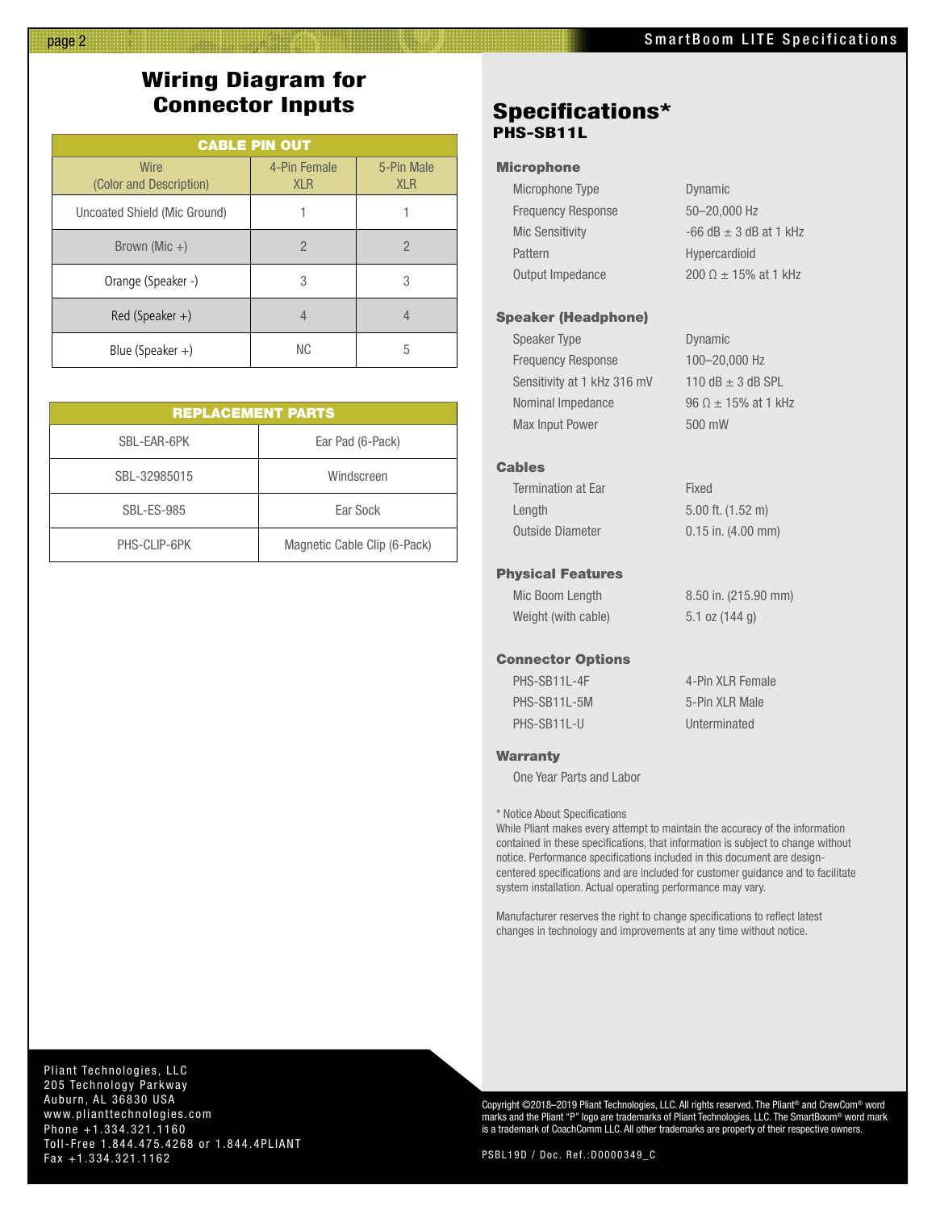# Wiring Diagram for Connector Inputs

| CABLE PIN OUT | | |
|---|---|---|
| Wire (Color and Description) | 4-Pin Female XLR | 5-Pin Male XLR |
| Uncoated Shield (Mic Ground) | 1 | 1 |
| Brown (Mic +) | 2 | 2 |
| Orange (Speaker -) | 3 | 3 |
| Red (Speaker +) | 4 | 4 |
| Blue (Speaker +) | NC | 5 |

| REPLACEMENT PARTS | |
|---|---|
| SBL-EAR-6PK | Ear Pad (6-Pack) |
| SBL-32985015 | Windscreen |
| SBL-ES-985 | Ear Sock |
| PHS-CLIP-6PK | Magnetic Cable Clip (6-Pack) |

# Specifications*

## PHS-SB11L

### Microphone

| | |
|---|---|
| Microphone Type | Dynamic |
| Frequency Response | 50–20,000 Hz |
| Mic Sensitivity | -66 dB ± 3 dB at 1 kHz |
| Pattern | Hypercardioid |
| Output Impedance | 200 Ω ± 15% at 1 kHz |

### Speaker (Headphone)

| | |
|---|---|
| Speaker Type | Dynamic |
| Frequency Response | 100–20,000 Hz |
| Sensitivity at 1 kHz 316 mV | 110 dB ± 3 dB SPL |
| Nominal Impedance | 96 Ω ± 15% at 1 kHz |
| Max Input Power | 500 mW |

### Cables

| | |
|---|---|
| Termination at Ear | Fixed |
| Length | 5.00 ft. (1.52 m) |
| Outside Diameter | 0.15 in. (4.00 mm) |

### Physical Features

| | |
|---|---|
| Mic Boom Length | 8.50 in. (215.90 mm) |
| Weight (with cable) | 5.1 oz (144 g) |

### Connector Options

| | |
|---|---|
| PHS-SB11L-4F | 4-Pin XLR Female |
| PHS-SB11L-5M | 5-Pin XLR Male |
| PHS-SB11L-U | Unterminated |

### Warranty

One Year Parts and Labor

\* Notice About Specifications
While Pliant makes every attempt to maintain the accuracy of the information contained in these specifications, that information is subject to change without notice. Performance specifications included in this document are design-centered specifications and are included for customer guidance and to facilitate system installation. Actual operating performance may vary.

Manufacturer reserves the right to change specifications to reflect latest changes in technology and improvements at any time without notice.

Pliant Technologies, LLC
205 Technology Parkway
Auburn, AL 36830 USA
www.plianttechnologies.com
Phone +1.334.321.1160
Toll-Free 1.844.475.4268 or 1.844.4PLIANT
Fax +1.334.321.1162

Copyright ©2018–2019 Pliant Technologies, LLC. All rights reserved. The Pliant® and CrewCom® word marks and the Pliant "P" logo are trademarks of Pliant Technologies, LLC. The SmartBoom® word mark is a trademark of CoachComm LLC. All other trademarks are property of their respective owners.

PSBL19D / Doc. Ref.:D0000349_C